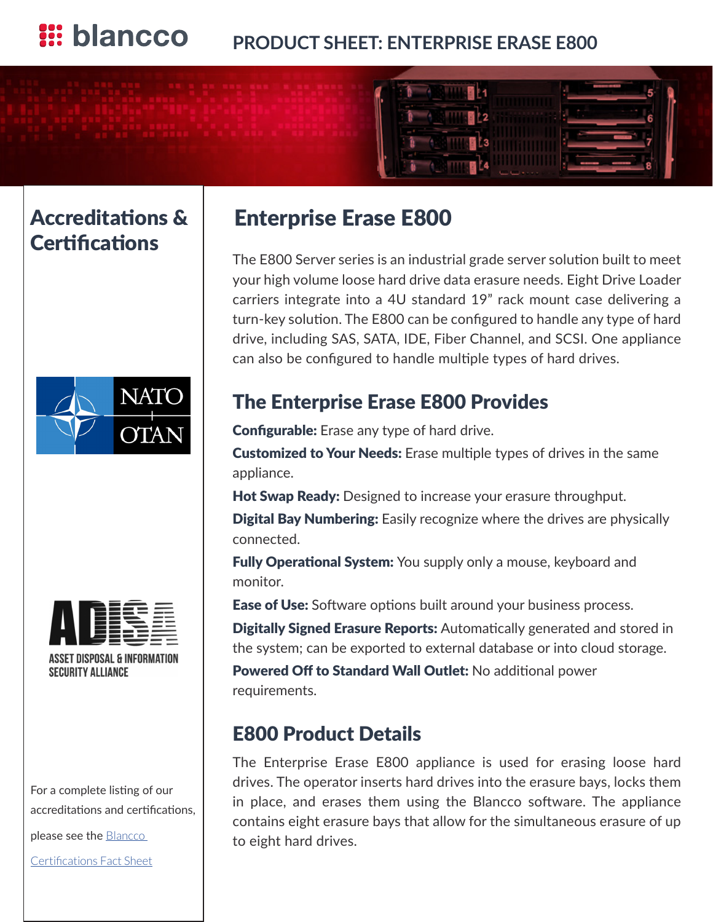# PRODUCT SHEET: ENTERPRISE ERASE E800

## Enterprise Erase E800

The E800 Server series is an industrial grade server solution built to meet your high volume loose hard drive data erasure needs. Eight Drive Loader carriers integrate into a 4U standard 19" rack mount case delivering a turn-key solution. The E800 can be configured to handle any type of hard drive, including SAS, SATA, IDE, Fiber Channel, and SCSI. One appliance can also be configured to handle multiple types of hard drives.

## The Enterprise Erase E800 Provides

**Configurable:** Erase any type of hard drive.

**Customized to Your Needs:** Erase multiple types of drives in the same appliance.

**Hot Swap Ready:** Designed to increase your erasure throughput.

**Digital Bay Numbering:** Easily recognize where the drives are physically connected.

**Fully Operational System:** You supply only a mouse, keyboard and monitor.

**Ease of Use:** Software options built around your business process.

**Digitally Signed Erasure Reports:** Automatically generated and stored in the system; can be exported to external database or into cloud storage.

**Powered Off to Standard Wall Outlet:** No additional power requirements.

## E800 Product Details

The Enterprise Erase E800 appliance is used for erasing loose hard drives. The operator inserts hard drives into the erasure bays, locks them in place, and erases them using the Blancco software. The appliance contains eight erasure bays that allow for the simultaneous erasure of up to eight hard drives.

## Accreditations & Certifications

NATO OTAN

ADISA – ASSET DISPOSAL & INFORMATION SECURITY ALLIANCE

For a complete listing of our accreditations and certifications, please see the Blancco Certifications Fact Sheet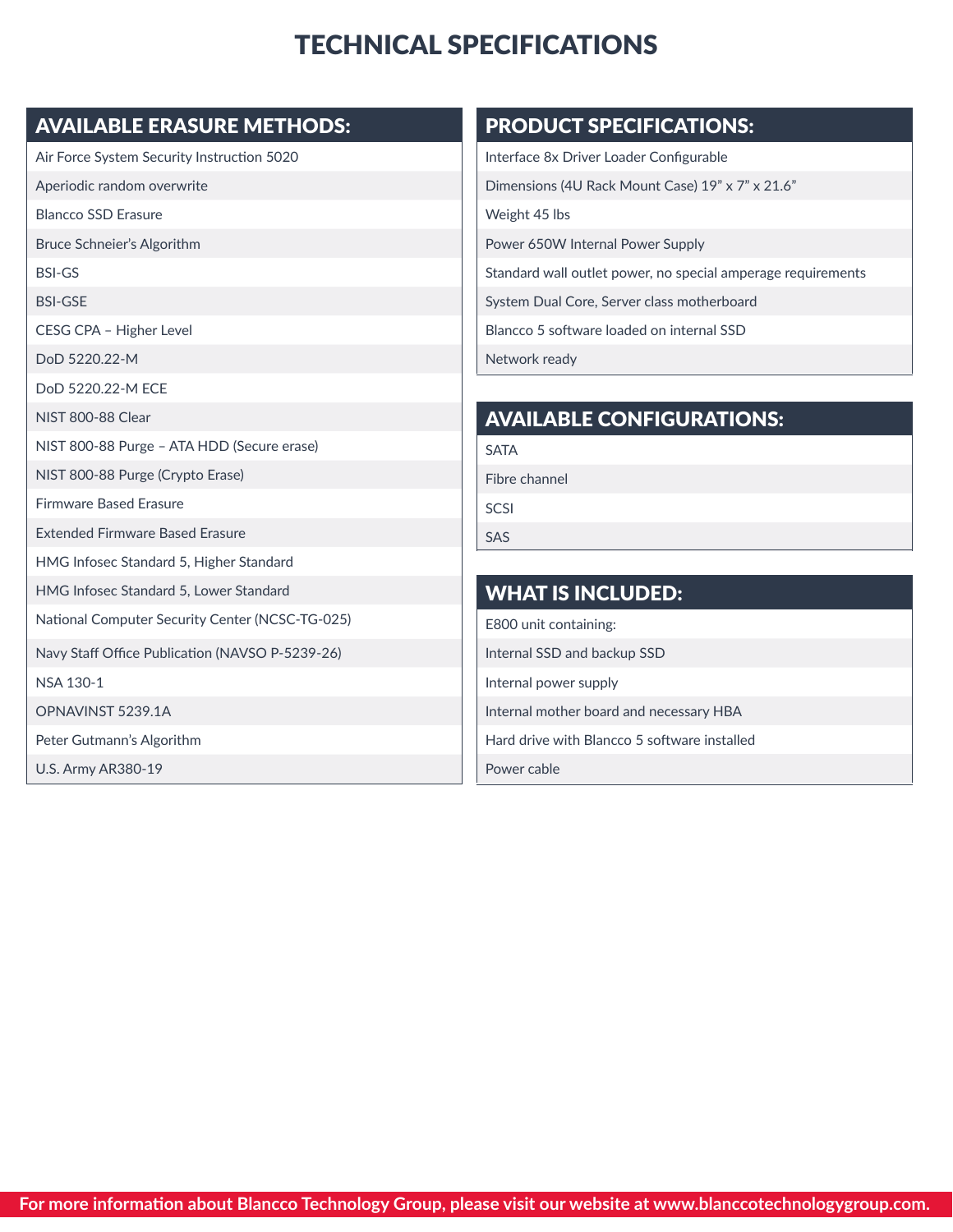# TECHNICAL SPECIFICATIONS

## AVAILABLE ERASURE METHODS:

- Air Force System Security Instruction 5020
- Aperiodic random overwrite
- Blancco SSD Erasure
- Bruce Schneier's Algorithm
- BSI-GS
- BSI-GSE
- CESG CPA – Higher Level
- DoD 5220.22-M
- DoD 5220.22-M ECE
- NIST 800-88 Clear
- NIST 800-88 Purge – ATA HDD (Secure erase)
- NIST 800-88 Purge (Crypto Erase)
- Firmware Based Erasure
- Extended Firmware Based Erasure
- HMG Infosec Standard 5, Higher Standard
- HMG Infosec Standard 5, Lower Standard
- National Computer Security Center (NCSC-TG-025)
- Navy Staff Office Publication (NAVSO P-5239-26)
- NSA 130-1
- OPNAVINST 5239.1A
- Peter Gutmann's Algorithm
- U.S. Army AR380-19

## PRODUCT SPECIFICATIONS:

- Interface 8x Driver Loader Configurable
- Dimensions (4U Rack Mount Case) 19" x 7" x 21.6"
- Weight 45 lbs
- Power 650W Internal Power Supply
- Standard wall outlet power, no special amperage requirements
- System Dual Core, Server class motherboard
- Blancco 5 software loaded on internal SSD
- Network ready

## AVAILABLE CONFIGURATIONS:

- SATA
- Fibre channel
- SCSI
- SAS

## WHAT IS INCLUDED:

- E800 unit containing:
- Internal SSD and backup SSD
- Internal power supply
- Internal mother board and necessary HBA
- Hard drive with Blancco 5 software installed
- Power cable

**For more information about Blancco Technology Group, please visit our website at www.blanccotechnologygroup.com.**